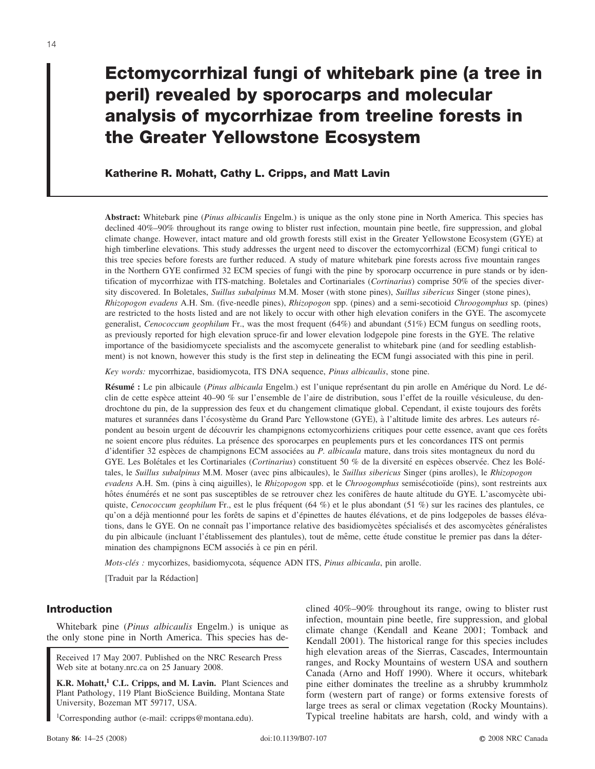# Ectomycorrhizal fungi of whitebark pine (a tree in peril) revealed by sporocarps and molecular analysis of mycorrhizae from treeline forests in the Greater Yellowstone Ecosystem

**Katherine R. Mohatt, Cathy L. Cripps, and Matt Lavin**

**Abstract:** Whitebark pine (*Pinus albicaulis* Engelm.) is unique as the only stone pine in North America. This species has declined 40%–90% throughout its range owing to blister rust infection, mountain pine beetle, fire suppression, and global climate change. However, intact mature and old growth forests still exist in the Greater Yellowstone Ecosystem (GYE) at high timberline elevations. This study addresses the urgent need to discover the ectomycorrhizal (ECM) fungi critical to this tree species before forests are further reduced. A study of mature whitebark pine forests across five mountain ranges in the Northern GYE confirmed 32 ECM species of fungi with the pine by sporocarp occurrence in pure stands or by identification of mycorrhizae with ITS-matching. Boletales and Cortinariales (*Cortinarius*) comprise 50% of the species diversity discovered. In Boletales, *Suillus subalpinus* M.M. Moser (with stone pines), *Suillus sibericus* Singer (stone pines), *Rhizopogon evadens* A.H. Sm. (five-needle pines), *Rhizopogon* spp. (pines) and a semi-secotioid *Chroogomphus* sp. (pines) are restricted to the hosts listed and are not likely to occur with other high elevation conifers in the GYE. The ascomycete generalist, *Cenococcum geophilum* Fr., was the most frequent (64%) and abundant (51%) ECM fungus on seedling roots, as previously reported for high elevation spruce-fir and lower elevation lodgepole pine forests in the GYE. The relative importance of the basidiomycete specialists and the ascomycete generalist to whitebark pine (and for seedling establishment) is not known, however this study is the first step in delineating the ECM fungi associated with this pine in peril.

*Key words:* mycorrhizae, basidiomycota, ITS DNA sequence, *Pinus albicaulis*, stone pine.

**Résumé :** Le pin albicaule (*Pinus albicaula* Engelm.) est l'unique représentant du pin arolle en Amérique du Nord. Le déclin de cette espèce atteint 40–90 % sur l'ensemble de l'aire de distribution, sous l'effet de la rouille vésiculeuse, du dendrochtone du pin, de la suppression des feux et du changement climatique global. Cependant, il existe toujours des forêts matures et surannées dans l'écosystème du Grand Parc Yellowstone (GYE), à l'altitude limite des arbres. Les auteurs répondent au besoin urgent de découvrir les champignons ectomycorhiziens critiques pour cette essence, avant que ces forêts ne soient encore plus réduites. La présence des sporocarpes en peuplements purs et les concordances ITS ont permis d'identifier 32 espèces de champignons ECM associées au *P. albicaula* mature, dans trois sites montagneux du nord du GYE. Les Bolétales et les Cortinariales (*Cortinarius*) constituent 50 % de la diversité en espèces observée. Chez les Bolétales, le *Suillus subalpinus* M.M. Moser (avec pins albicaules), le *Suillus sibericus* Singer (pins arolles), le *Rhizopogon evadens* A.H. Sm. (pins à cinq aiguilles), le *Rhizopogon* spp. et le *Chroogomphus* semisécotioïde (pins), sont restreints aux hôtes énumérés et ne sont pas susceptibles de se retrouver chez les conifères de haute altitude du GYE. L'ascomycète ubiquiste, *Cenococcum geophilum* Fr., est le plus fréquent (64 %) et le plus abondant (51 %) sur les racines des plantules, ce qu'on a déjà mentionné pour les forêts de sapins et d'épinettes de hautes élévations, et de pins lodgepoles de basses élévations, dans le GYE. On ne connaît pas l'importance relative des basidiomycètes spécialisés et des ascomycètes généralistes du pin albicaule (incluant l'établissement des plantules), tout de même, cette étude constitue le premier pas dans la détermination des champignons ECM associés à ce pin en péril.

*Mots-clés :* mycorhizes, basidiomycota, séquence ADN ITS, *Pinus albicaula*, pin arolle.

[Traduit par la Rédaction]

## Introduction

Whitebark pine (*Pinus albicaulis* Engelm.) is unique as the only stone pine in North America. This species has declined 40%–90% throughout its range, owing to blister rust infection, mountain pine beetle, fire suppression, and global climate change (Kendall and Keane 2001; Tomback and Kendall 2001). The historical range for this species includes high elevation areas of the Sierras, Cascades, Intermountain ranges, and Rocky Mountains of western USA and southern Canada (Arno and Hoff 1990). Where it occurs, whitebark pine either dominates the treeline as a shrubby krummholz form (western part of range) or forms extensive forests of large trees as seral or climax vegetation (Rocky Mountains). Typical treeline habitats are harsh, cold, and windy with a

Received 17 May 2007. Published on the NRC Research Press Web site at botany.nrc.ca on 25 January 2008.

**K.R. Mohatt,[1] C.L. Cripps, and M. Lavin.** Plant Sciences and Plant Pathology, 119 Plant BioScience Building, Montana State University, Bozeman MT 59717, USA.

[1]Corresponding author (e-mail: ccripps@montana.edu).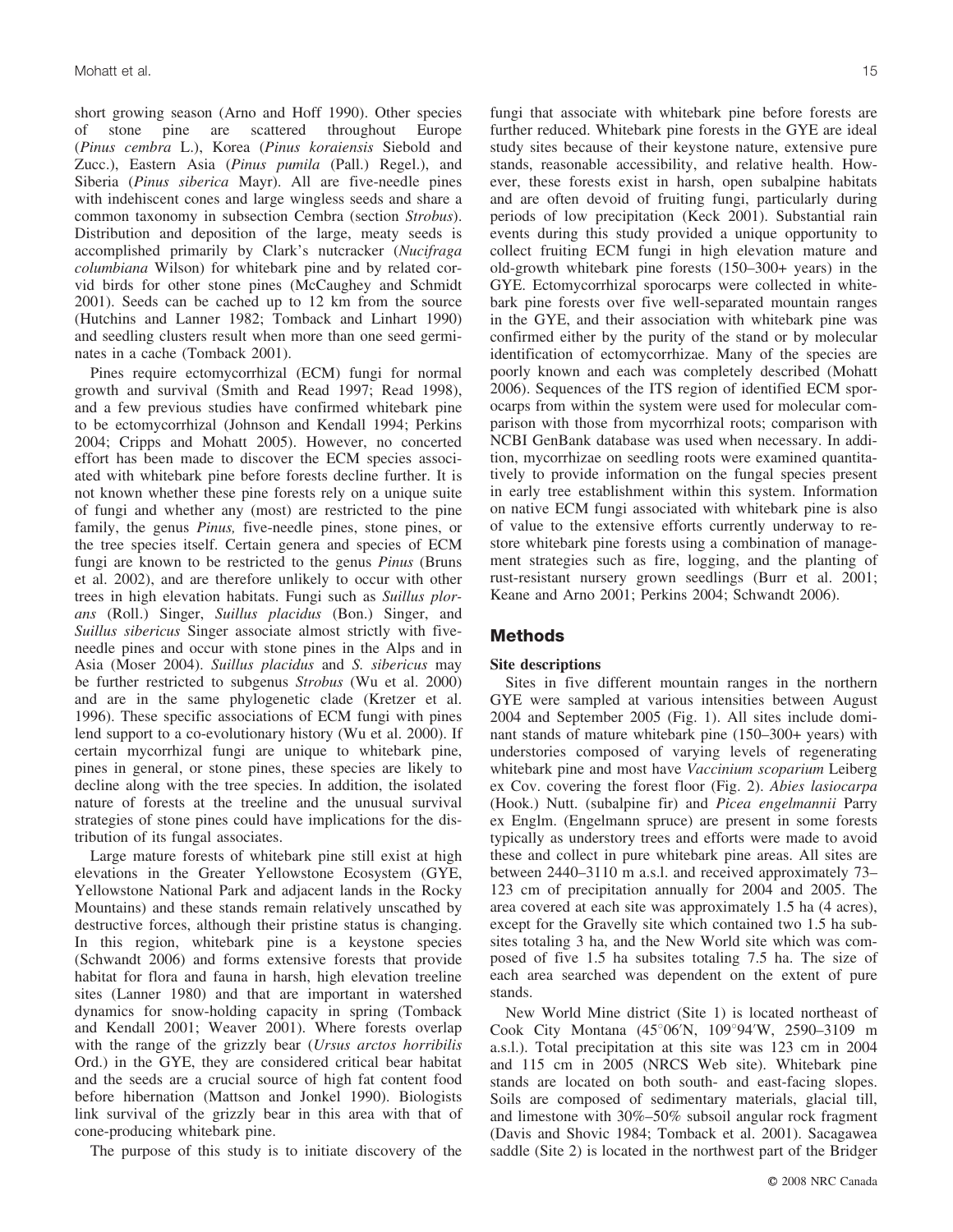short growing season (Arno and Hoff 1990). Other species of stone pine are scattered throughout Europe (*Pinus cembra* L.), Korea (*Pinus koraiensis* Siebold and Zucc.), Eastern Asia (*Pinus pumila* (Pall.) Regel.), and Siberia (*Pinus siberica* Mayr). All are five-needle pines with indehiscent cones and large wingless seeds and share a common taxonomy in subsection Cembra (section *Strobus*). Distribution and deposition of the large, meaty seeds is accomplished primarily by Clark's nutcracker (*Nucifraga columbiana* Wilson) for whitebark pine and by related corvid birds for other stone pines (McCaughey and Schmidt 2001). Seeds can be cached up to 12 km from the source (Hutchins and Lanner 1982; Tomback and Linhart 1990) and seedling clusters result when more than one seed germinates in a cache (Tomback 2001).

Pines require ectomycorrhizal (ECM) fungi for normal growth and survival (Smith and Read 1997; Read 1998), and a few previous studies have confirmed whitebark pine to be ectomycorrhizal (Johnson and Kendall 1994; Perkins 2004; Cripps and Mohatt 2005). However, no concerted effort has been made to discover the ECM species associated with whitebark pine before forests decline further. It is not known whether these pine forests rely on a unique suite of fungi and whether any (most) are restricted to the pine family, the genus *Pinus,* five-needle pines, stone pines, or the tree species itself. Certain genera and species of ECM fungi are known to be restricted to the genus *Pinus* (Bruns et al. 2002), and are therefore unlikely to occur with other trees in high elevation habitats. Fungi such as *Suillus plorans* (Roll.) Singer, *Suillus placidus* (Bon.) Singer, and *Suillus sibericus* Singer associate almost strictly with five-needle pines and occur with stone pines in the Alps and in Asia (Moser 2004). *Suillus placidus* and *S. sibericus* may be further restricted to subgenus *Strobus* (Wu et al. 2000) and are in the same phylogenetic clade (Kretzer et al. 1996). These specific associations of ECM fungi with pines lend support to a co-evolutionary history (Wu et al. 2000). If certain mycorrhizal fungi are unique to whitebark pine, pines in general, or stone pines, these species are likely to decline along with the tree species. In addition, the isolated nature of forests at the treeline and the unusual survival strategies of stone pines could have implications for the distribution of its fungal associates.

Large mature forests of whitebark pine still exist at high elevations in the Greater Yellowstone Ecosystem (GYE, Yellowstone National Park and adjacent lands in the Rocky Mountains) and these stands remain relatively unscathed by destructive forces, although their pristine status is changing. In this region, whitebark pine is a keystone species (Schwandt 2006) and forms extensive forests that provide habitat for flora and fauna in harsh, high elevation treeline sites (Lanner 1980) and that are important in watershed dynamics for snow-holding capacity in spring (Tomback and Kendall 2001; Weaver 2001). Where forests overlap with the range of the grizzly bear (*Ursus arctos horribilis* Ord.) in the GYE, they are considered critical bear habitat and the seeds are a crucial source of high fat content food before hibernation (Mattson and Jonkel 1990). Biologists link survival of the grizzly bear in this area with that of cone-producing whitebark pine.

The purpose of this study is to initiate discovery of the fungi that associate with whitebark pine before forests are further reduced. Whitebark pine forests in the GYE are ideal study sites because of their keystone nature, extensive pure stands, reasonable accessibility, and relative health. However, these forests exist in harsh, open subalpine habitats and are often devoid of fruiting fungi, particularly during periods of low precipitation (Keck 2001). Substantial rain events during this study provided a unique opportunity to collect fruiting ECM fungi in high elevation mature and old-growth whitebark pine forests (150–300+ years) in the GYE. Ectomycorrhizal sporocarps were collected in whitebark pine forests over five well-separated mountain ranges in the GYE, and their association with whitebark pine was confirmed either by the purity of the stand or by molecular identification of ectomycorrhizae. Many of the species are poorly known and each was completely described (Mohatt 2006). Sequences of the ITS region of identified ECM sporocarps from within the system were used for molecular comparison with those from mycorrhizal roots; comparison with NCBI GenBank database was used when necessary. In addition, mycorrhizae on seedling roots were examined quantitatively to provide information on the fungal species present in early tree establishment within this system. Information on native ECM fungi associated with whitebark pine is also of value to the extensive efforts currently underway to restore whitebark pine forests using a combination of management strategies such as fire, logging, and the planting of rust-resistant nursery grown seedlings (Burr et al. 2001; Keane and Arno 2001; Perkins 2004; Schwandt 2006).

## Methods

### Site descriptions

Sites in five different mountain ranges in the northern GYE were sampled at various intensities between August 2004 and September 2005 (Fig. 1). All sites include dominant stands of mature whitebark pine (150–300+ years) with understories composed of varying levels of regenerating whitebark pine and most have *Vaccinium scoparium* Leiberg ex Cov. covering the forest floor (Fig. 2). *Abies lasiocarpa* (Hook.) Nutt. (subalpine fir) and *Picea engelmannii* Parry ex Englm. (Engelmann spruce) are present in some forests typically as understory trees and efforts were made to avoid these and collect in pure whitebark pine areas. All sites are between 2440–3110 m a.s.l. and received approximately 73–123 cm of precipitation annually for 2004 and 2005. The area covered at each site was approximately 1.5 ha (4 acres), except for the Gravelly site which contained two 1.5 ha subsites totaling 3 ha, and the New World site which was composed of five 1.5 ha subsites totaling 7.5 ha. The size of each area searched was dependent on the extent of pure stands.

New World Mine district (Site 1) is located northeast of Cook City Montana (45°06′N, 109°94′W, 2590–3109 m a.s.l.). Total precipitation at this site was 123 cm in 2004 and 115 cm in 2005 (NRCS Web site). Whitebark pine stands are located on both south- and east-facing slopes. Soils are composed of sedimentary materials, glacial till, and limestone with 30%–50% subsoil angular rock fragment (Davis and Shovic 1984; Tomback et al. 2001). Sacagawea saddle (Site 2) is located in the northwest part of the Bridger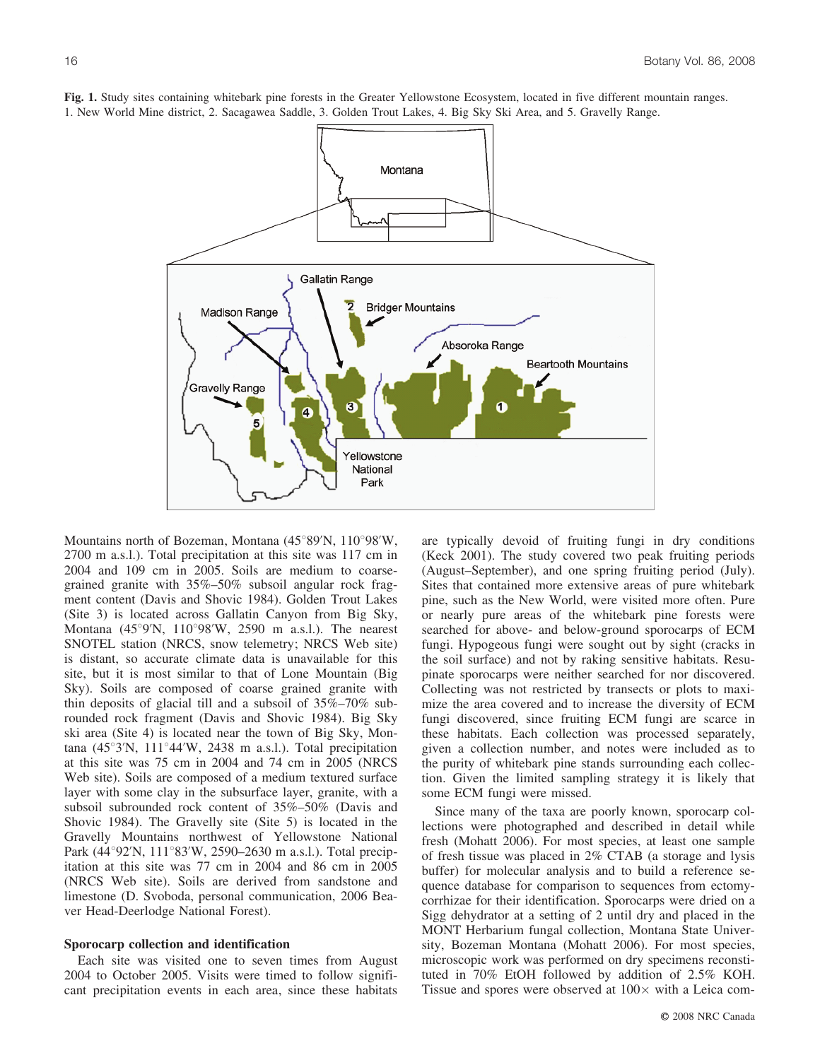**Fig. 1.** Study sites containing whitebark pine forests in the Greater Yellowstone Ecosystem, located in five different mountain ranges. 1. New World Mine district, 2. Sacagawea Saddle, 3. Golden Trout Lakes, 4. Big Sky Ski Area, and 5. Gravelly Range.

Mountains north of Bozeman, Montana (45°89′N, 110°98′W, 2700 m a.s.l.). Total precipitation at this site was 117 cm in 2004 and 109 cm in 2005. Soils are medium to coarse-grained granite with 35%–50% subsoil angular rock fragment content (Davis and Shovic 1984). Golden Trout Lakes (Site 3) is located across Gallatin Canyon from Big Sky, Montana (45°9′N, 110°98′W, 2590 m a.s.l.). The nearest SNOTEL station (NRCS, snow telemetry; NRCS Web site) is distant, so accurate climate data is unavailable for this site, but it is most similar to that of Lone Mountain (Big Sky). Soils are composed of coarse grained granite with thin deposits of glacial till and a subsoil of 35%–70% subrounded rock fragment (Davis and Shovic 1984). Big Sky ski area (Site 4) is located near the town of Big Sky, Montana (45°3′N, 111°44′W, 2438 m a.s.l.). Total precipitation at this site was 75 cm in 2004 and 74 cm in 2005 (NRCS Web site). Soils are composed of a medium textured surface layer with some clay in the subsurface layer, granite, with a subsoil subrounded rock content of 35%–50% (Davis and Shovic 1984). The Gravelly site (Site 5) is located in the Gravelly Mountains northwest of Yellowstone National Park (44°92′N, 111°83′W, 2590–2630 m a.s.l.). Total precipitation at this site was 77 cm in 2004 and 86 cm in 2005 (NRCS Web site). Soils are derived from sandstone and limestone (D. Svoboda, personal communication, 2006 Beaver Head-Deerlodge National Forest).

### Sporocarp collection and identification

Each site was visited one to seven times from August 2004 to October 2005. Visits were timed to follow significant precipitation events in each area, since these habitats are typically devoid of fruiting fungi in dry conditions (Keck 2001). The study covered two peak fruiting periods (August–September), and one spring fruiting period (July). Sites that contained more extensive areas of pure whitebark pine, such as the New World, were visited more often. Pure or nearly pure areas of the whitebark pine forests were searched for above- and below-ground sporocarps of ECM fungi. Hypogeous fungi were sought out by sight (cracks in the soil surface) and not by raking sensitive habitats. Resupinate sporocarps were neither searched for nor discovered. Collecting was not restricted by transects or plots to maximize the area covered and to increase the diversity of ECM fungi discovered, since fruiting ECM fungi are scarce in these habitats. Each collection was processed separately, given a collection number, and notes were included as to the purity of whitebark pine stands surrounding each collection. Given the limited sampling strategy it is likely that some ECM fungi were missed.

Since many of the taxa are poorly known, sporocarp collections were photographed and described in detail while fresh (Mohatt 2006). For most species, at least one sample of fresh tissue was placed in 2% CTAB (a storage and lysis buffer) for molecular analysis and to build a reference sequence database for comparison to sequences from ectomycorrhizae for their identification. Sporocarps were dried on a Sigg dehydrator at a setting of 2 until dry and placed in the MONT Herbarium fungal collection, Montana State University, Bozeman Montana (Mohatt 2006). For most species, microscopic work was performed on dry specimens reconstituted in 70% EtOH followed by addition of 2.5% KOH. Tissue and spores were observed at 100× with a Leica com-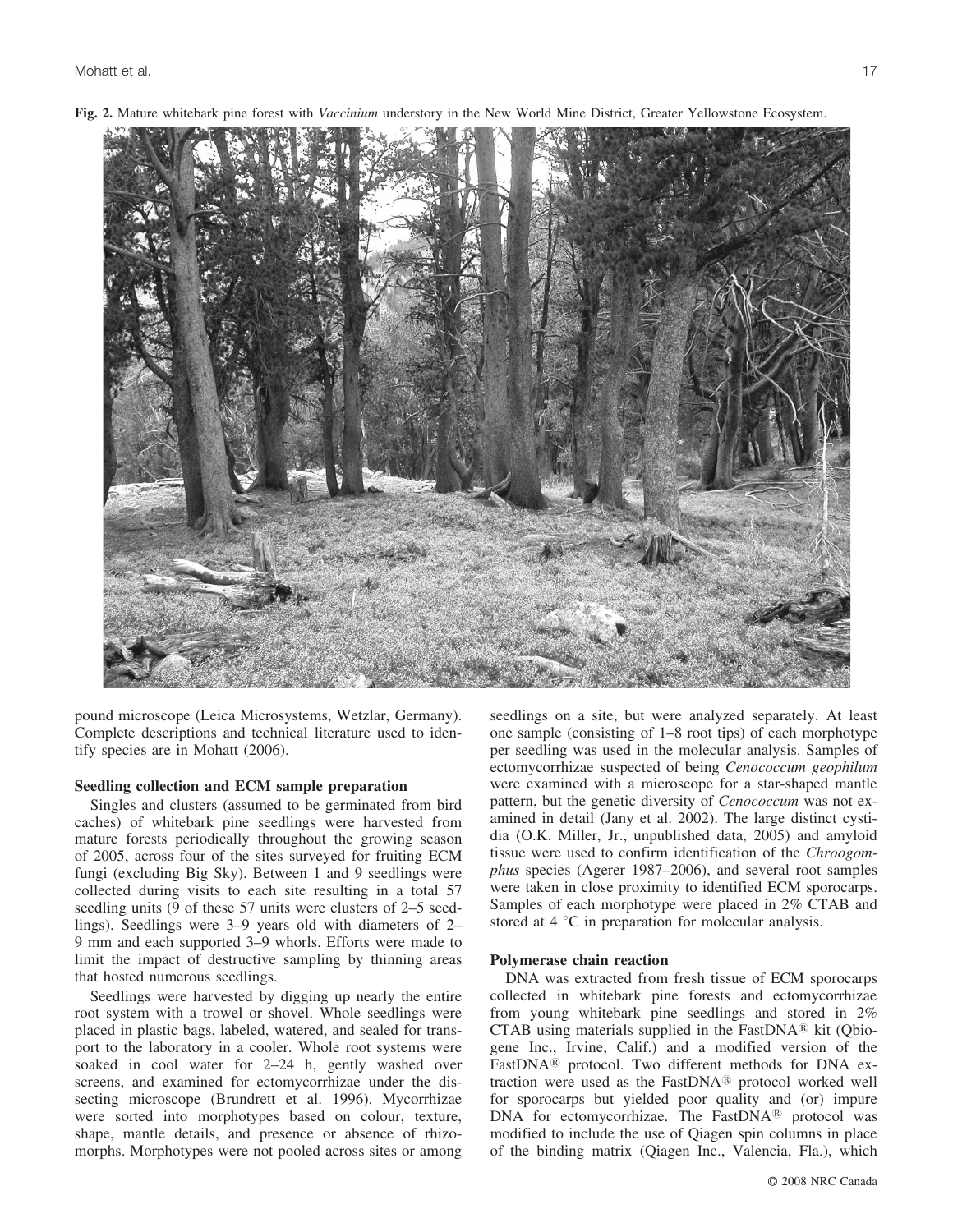**Fig. 2.** Mature whitebark pine forest with *Vaccinium* understory in the New World Mine District, Greater Yellowstone Ecosystem.

pound microscope (Leica Microsystems, Wetzlar, Germany). Complete descriptions and technical literature used to identify species are in Mohatt (2006).

### Seedling collection and ECM sample preparation

Singles and clusters (assumed to be germinated from bird caches) of whitebark pine seedlings were harvested from mature forests periodically throughout the growing season of 2005, across four of the sites surveyed for fruiting ECM fungi (excluding Big Sky). Between 1 and 9 seedlings were collected during visits to each site resulting in a total 57 seedling units (9 of these 57 units were clusters of 2–5 seedlings). Seedlings were 3–9 years old with diameters of 2–9 mm and each supported 3–9 whorls. Efforts were made to limit the impact of destructive sampling by thinning areas that hosted numerous seedlings.

Seedlings were harvested by digging up nearly the entire root system with a trowel or shovel. Whole seedlings were placed in plastic bags, labeled, watered, and sealed for transport to the laboratory in a cooler. Whole root systems were soaked in cool water for 2–24 h, gently washed over screens, and examined for ectomycorrhizae under the dissecting microscope (Brundrett et al. 1996). Mycorrhizae were sorted into morphotypes based on colour, texture, shape, mantle details, and presence or absence of rhizomorphs. Morphotypes were not pooled across sites or among seedlings on a site, but were analyzed separately. At least one sample (consisting of 1–8 root tips) of each morphotype per seedling was used in the molecular analysis. Samples of ectomycorrhizae suspected of being *Cenococcum geophilum* were examined with a microscope for a star-shaped mantle pattern, but the genetic diversity of *Cenococcum* was not examined in detail (Jany et al. 2002). The large distinct cystidia (O.K. Miller, Jr., unpublished data, 2005) and amyloid tissue were used to confirm identification of the *Chroogomphus* species (Agerer 1987–2006), and several root samples were taken in close proximity to identified ECM sporocarps. Samples of each morphotype were placed in 2% CTAB and stored at 4 °C in preparation for molecular analysis.

### Polymerase chain reaction

DNA was extracted from fresh tissue of ECM sporocarps collected in whitebark pine forests and ectomycorrhizae from young whitebark pine seedlings and stored in 2% CTAB using materials supplied in the FastDNA® kit (Qbiogene Inc., Irvine, Calif.) and a modified version of the FastDNA® protocol. Two different methods for DNA extraction were used as the FastDNA® protocol worked well for sporocarps but yielded poor quality and (or) impure DNA for ectomycorrhizae. The FastDNA® protocol was modified to include the use of Qiagen spin columns in place of the binding matrix (Qiagen Inc., Valencia, Fla.), which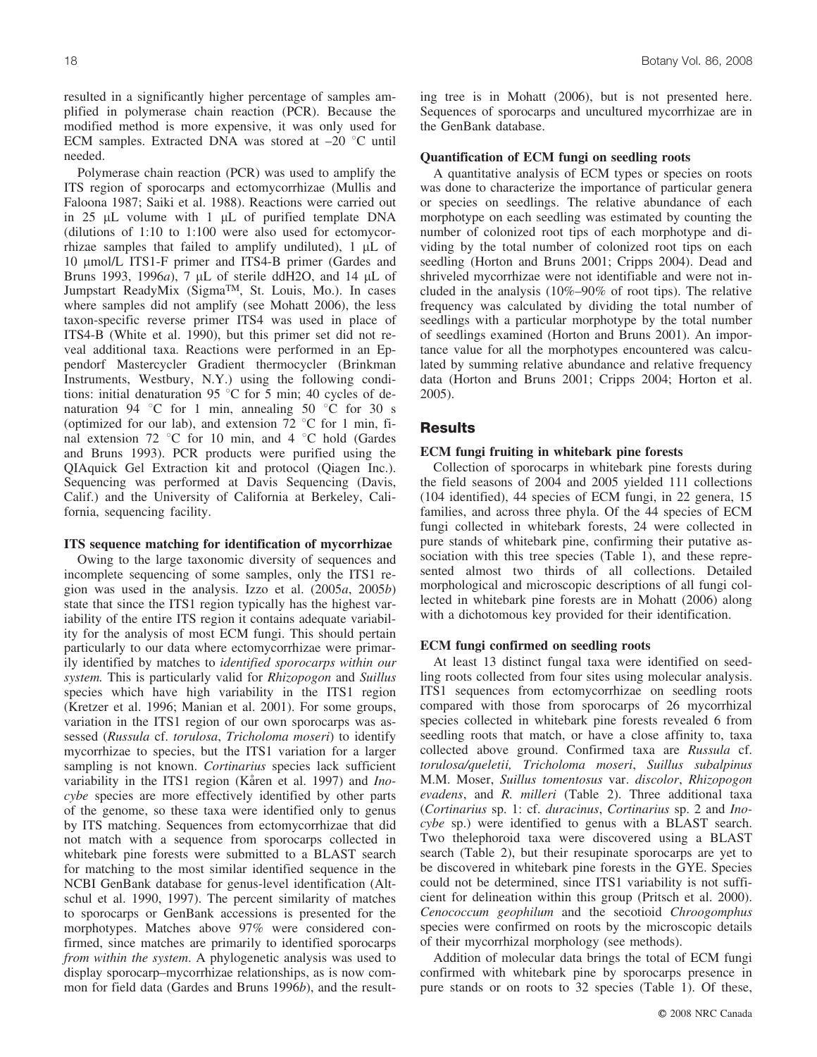resulted in a significantly higher percentage of samples amplified in polymerase chain reaction (PCR). Because the modified method is more expensive, it was only used for ECM samples. Extracted DNA was stored at –20 °C until needed.

Polymerase chain reaction (PCR) was used to amplify the ITS region of sporocarps and ectomycorrhizae (Mullis and Faloona 1987; Saiki et al. 1988). Reactions were carried out in 25 μL volume with 1 μL of purified template DNA (dilutions of 1:10 to 1:100 were also used for ectomycorrhizae samples that failed to amplify undiluted), 1 μL of 10 μmol/L ITS1-F primer and ITS4-B primer (Gardes and Bruns 1993, 1996*a*), 7 μL of sterile ddH2O, and 14 μL of Jumpstart ReadyMix (SigmaTM, St. Louis, Mo.). In cases where samples did not amplify (see Mohatt 2006), the less taxon-specific reverse primer ITS4 was used in place of ITS4-B (White et al. 1990), but this primer set did not reveal additional taxa. Reactions were performed in an Eppendorf Mastercycler Gradient thermocycler (Brinkman Instruments, Westbury, N.Y.) using the following conditions: initial denaturation 95 °C for 5 min; 40 cycles of denaturation 94 °C for 1 min, annealing 50 °C for 30 s (optimized for our lab), and extension 72 °C for 1 min, final extension 72 °C for 10 min, and 4 °C hold (Gardes and Bruns 1993). PCR products were purified using the QIAquick Gel Extraction kit and protocol (Qiagen Inc.). Sequencing was performed at Davis Sequencing (Davis, Calif.) and the University of California at Berkeley, California, sequencing facility.

### ITS sequence matching for identification of mycorrhizae

Owing to the large taxonomic diversity of sequences and incomplete sequencing of some samples, only the ITS1 region was used in the analysis. Izzo et al. (2005*a*, 2005*b*) state that since the ITS1 region typically has the highest variability of the entire ITS region it contains adequate variability for the analysis of most ECM fungi. This should pertain particularly to our data where ectomycorrhizae were primarily identified by matches to *identified sporocarps within our system.* This is particularly valid for *Rhizopogon* and *Suillus* species which have high variability in the ITS1 region (Kretzer et al. 1996; Manian et al. 2001). For some groups, variation in the ITS1 region of our own sporocarps was assessed (*Russula* cf. *torulosa*, *Tricholoma moseri*) to identify mycorrhizae to species, but the ITS1 variation for a larger sampling is not known. *Cortinarius* species lack sufficient variability in the ITS1 region (Kåren et al. 1997) and *Inocybe* species are more effectively identified by other parts of the genome, so these taxa were identified only to genus by ITS matching. Sequences from ectomycorrhizae that did not match with a sequence from sporocarps collected in whitebark pine forests were submitted to a BLAST search for matching to the most similar identified sequence in the NCBI GenBank database for genus-level identification (Altschul et al. 1990, 1997). The percent similarity of matches to sporocarps or GenBank accessions is presented for the morphotypes. Matches above 97% were considered confirmed, since matches are primarily to identified sporocarps *from within the system*. A phylogenetic analysis was used to display sporocarp–mycorrhizae relationships, as is now common for field data (Gardes and Bruns 1996*b*), and the resulting tree is in Mohatt (2006), but is not presented here. Sequences of sporocarps and uncultured mycorrhizae are in the GenBank database.

### Quantification of ECM fungi on seedling roots

A quantitative analysis of ECM types or species on roots was done to characterize the importance of particular genera or species on seedlings. The relative abundance of each morphotype on each seedling was estimated by counting the number of colonized root tips of each morphotype and dividing by the total number of colonized root tips on each seedling (Horton and Bruns 2001; Cripps 2004). Dead and shriveled mycorrhizae were not identifiable and were not included in the analysis (10%–90% of root tips). The relative frequency was calculated by dividing the total number of seedlings with a particular morphotype by the total number of seedlings examined (Horton and Bruns 2001). An importance value for all the morphotypes encountered was calculated by summing relative abundance and relative frequency data (Horton and Bruns 2001; Cripps 2004; Horton et al. 2005).

## Results

### ECM fungi fruiting in whitebark pine forests

Collection of sporocarps in whitebark pine forests during the field seasons of 2004 and 2005 yielded 111 collections (104 identified), 44 species of ECM fungi, in 22 genera, 15 families, and across three phyla. Of the 44 species of ECM fungi collected in whitebark forests, 24 were collected in pure stands of whitebark pine, confirming their putative association with this tree species (Table 1), and these represented almost two thirds of all collections. Detailed morphological and microscopic descriptions of all fungi collected in whitebark pine forests are in Mohatt (2006) along with a dichotomous key provided for their identification.

### ECM fungi confirmed on seedling roots

At least 13 distinct fungal taxa were identified on seedling roots collected from four sites using molecular analysis. ITS1 sequences from ectomycorrhizae on seedling roots compared with those from sporocarps of 26 mycorrhizal species collected in whitebark pine forests revealed 6 from seedling roots that match, or have a close affinity to, taxa collected above ground. Confirmed taxa are *Russula* cf. *torulosa/queletii, Tricholoma moseri*, *Suillus subalpinus* M.M. Moser, *Suillus tomentosus* var. *discolor*, *Rhizopogon evadens*, and *R. milleri* (Table 2). Three additional taxa (*Cortinarius* sp. 1: cf. *duracinus*, *Cortinarius* sp. 2 and *Inocybe* sp.) were identified to genus with a BLAST search. Two thelephoroid taxa were discovered using a BLAST search (Table 2), but their resupinate sporocarps are yet to be discovered in whitebark pine forests in the GYE. Species could not be determined, since ITS1 variability is not sufficient for delineation within this group (Pritsch et al. 2000). *Cenococcum geophilum* and the secotioid *Chroogomphus* species were confirmed on roots by the microscopic details of their mycorrhizal morphology (see methods).

Addition of molecular data brings the total of ECM fungi confirmed with whitebark pine by sporocarps presence in pure stands or on roots to 32 species (Table 1). Of these,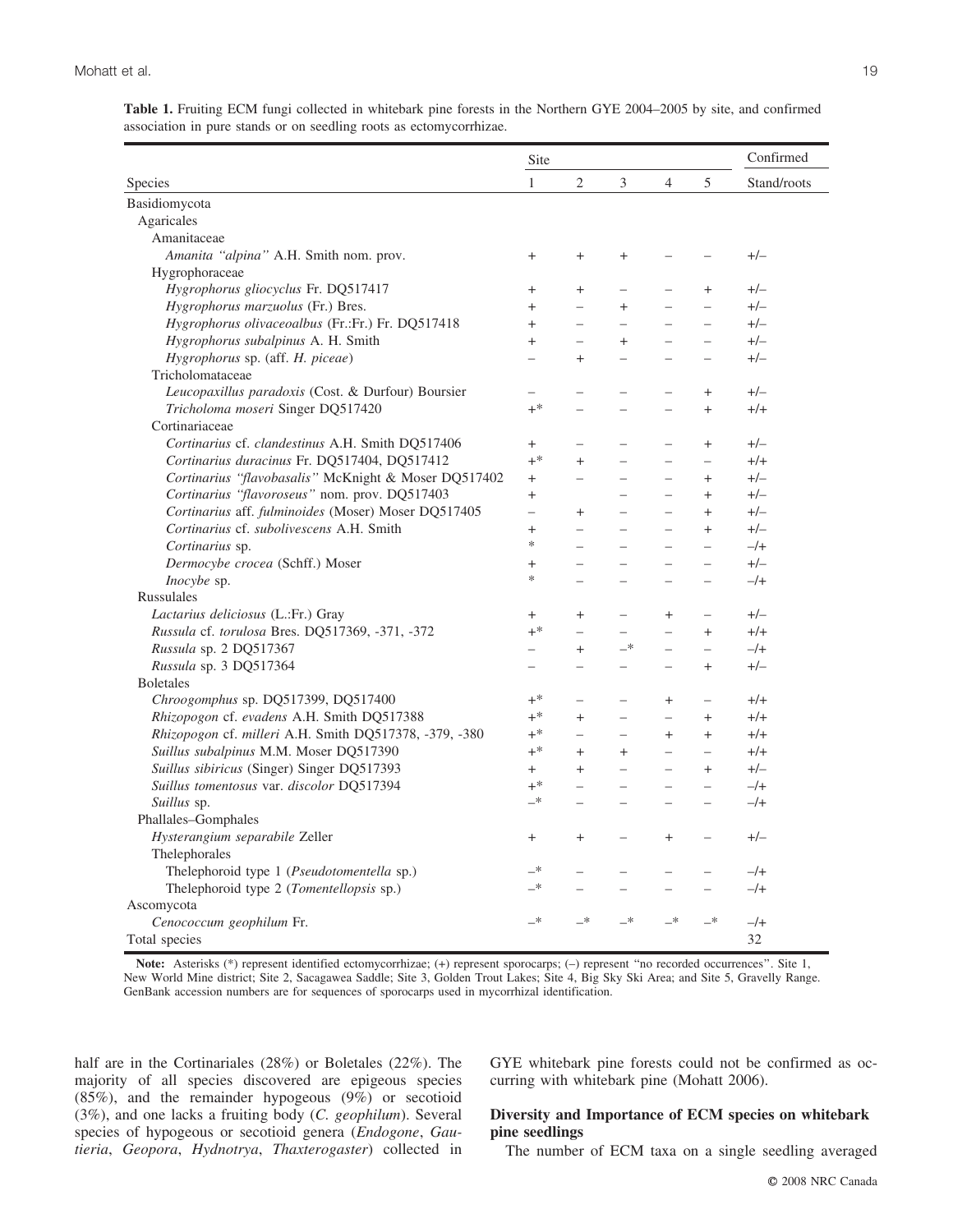**Table 1.** Fruiting ECM fungi collected in whitebark pine forests in the Northern GYE 2004–2005 by site, and confirmed association in pure stands or on seedling roots as ectomycorrhizae.

| Species | Site 1 | Site 2 | Site 3 | Site 4 | Site 5 | Confirmed Stand/roots |
|---|---|---|---|---|---|---|
| Basidiomycota | | | | | | |
| Agaricales | | | | | | |
| Amanitaceae | | | | | | |
| *Amanita "alpina"* A.H. Smith nom. prov. | + | + | + | – | – | +/– |
| Hygrophoraceae | | | | | | |
| *Hygrophorus gliocyclus* Fr. DQ517417 | + | + | – | – | + | +/– |
| *Hygrophorus marzuolus* (Fr.) Bres. | + | – | + | – | – | +/– |
| *Hygrophorus olivaceoalbus* (Fr.:Fr.) Fr. DQ517418 | + | – | – | – | – | +/– |
| *Hygrophorus subalpinus* A. H. Smith | + | – | + | – | – | +/– |
| *Hygrophorus* sp. (aff. *H. piceae*) | – | + | – | – | – | +/– |
| Tricholomataceae | | | | | | |
| *Leucopaxillus paradoxis* (Cost. & Durfour) Boursier | – | – | – | – | + | +/– |
| *Tricholoma moseri* Singer DQ517420 | +* | – | – | – | + | +/+ |
| Cortinariaceae | | | | | | |
| *Cortinarius* cf. *clandestinus* A.H. Smith DQ517406 | + | – | – | – | + | +/– |
| *Cortinarius duracinus* Fr. DQ517404, DQ517412 | +* | + | – | – | – | +/+ |
| *Cortinarius "flavobasalis"* McKnight & Moser DQ517402 | + | – | – | – | + | +/– |
| *Cortinarius "flavoroseus"* nom. prov. DQ517403 | + | | – | – | + | +/– |
| *Cortinarius* aff. *fulminoides* (Moser) Moser DQ517405 | – | + | – | – | + | +/– |
| *Cortinarius* cf. *subolivescens* A.H. Smith | + | – | – | – | + | +/– |
| *Cortinarius* sp. | * | – | – | – | – | –/+ |
| *Dermocybe crocea* (Schff.) Moser | + | – | – | – | – | +/– |
| *Inocybe* sp. | * | – | – | – | – | –/+ |
| Russulales | | | | | | |
| *Lactarius deliciosus* (L.:Fr.) Gray | + | + | – | + | – | +/– |
| *Russula* cf. *torulosa* Bres. DQ517369, -371, -372 | +* | – | – | – | + | +/+ |
| *Russula* sp. 2 DQ517367 | – | + | –* | – | – | –/+ |
| *Russula* sp. 3 DQ517364 | – | – | – | – | + | +/– |
| Boletales | | | | | | |
| *Chroogomphus* sp. DQ517399, DQ517400 | +* | – | – | + | – | +/+ |
| *Rhizopogon* cf. *evadens* A.H. Smith DQ517388 | +* | + | – | – | + | +/+ |
| *Rhizopogon* cf. *milleri* A.H. Smith DQ517378, -379, -380 | +* | – | – | + | + | +/+ |
| *Suillus subalpinus* M.M. Moser DQ517390 | +* | + | + | – | – | +/+ |
| *Suillus sibiricus* (Singer) Singer DQ517393 | + | + | – | – | + | +/– |
| *Suillus tomentosus* var. *discolor* DQ517394 | +* | – | – | – | – | –/+ |
| *Suillus* sp. | –* | – | – | – | – | –/+ |
| Phallales–Gomphales | | | | | | |
| *Hysterangium separabile* Zeller | + | + | – | + | – | +/– |
| Thelephorales | | | | | | |
| Thelephoroid type 1 (*Pseudotomentella* sp.) | –* | – | – | – | – | –/+ |
| Thelephoroid type 2 (*Tomentellopsis* sp.) | –* | – | – | – | – | –/+ |
| Ascomycota | | | | | | |
| *Cenococcum geophilum* Fr. | –* | –* | –* | –* | –* | –/+ |
| Total species | | | | | | 32 |

**Note:** Asterisks (*) represent identified ectomycorrhizae; (+) represent sporocarps; (–) represent "no recorded occurrences". Site 1, New World Mine district; Site 2, Sacagawea Saddle; Site 3, Golden Trout Lakes; Site 4, Big Sky Ski Area; and Site 5, Gravelly Range. GenBank accession numbers are for sequences of sporocarps used in mycorrhizal identification.

half are in the Cortinariales (28%) or Boletales (22%). The majority of all species discovered are epigeous species (85%), and the remainder hypogeous (9%) or secotioid (3%), and one lacks a fruiting body (*C. geophilum*). Several species of hypogeous or secotioid genera (*Endogone*, *Gautieria*, *Geopora*, *Hydnotrya*, *Thaxterogaster*) collected in GYE whitebark pine forests could not be confirmed as occurring with whitebark pine (Mohatt 2006).

### Diversity and Importance of ECM species on whitebark pine seedlings

The number of ECM taxa on a single seedling averaged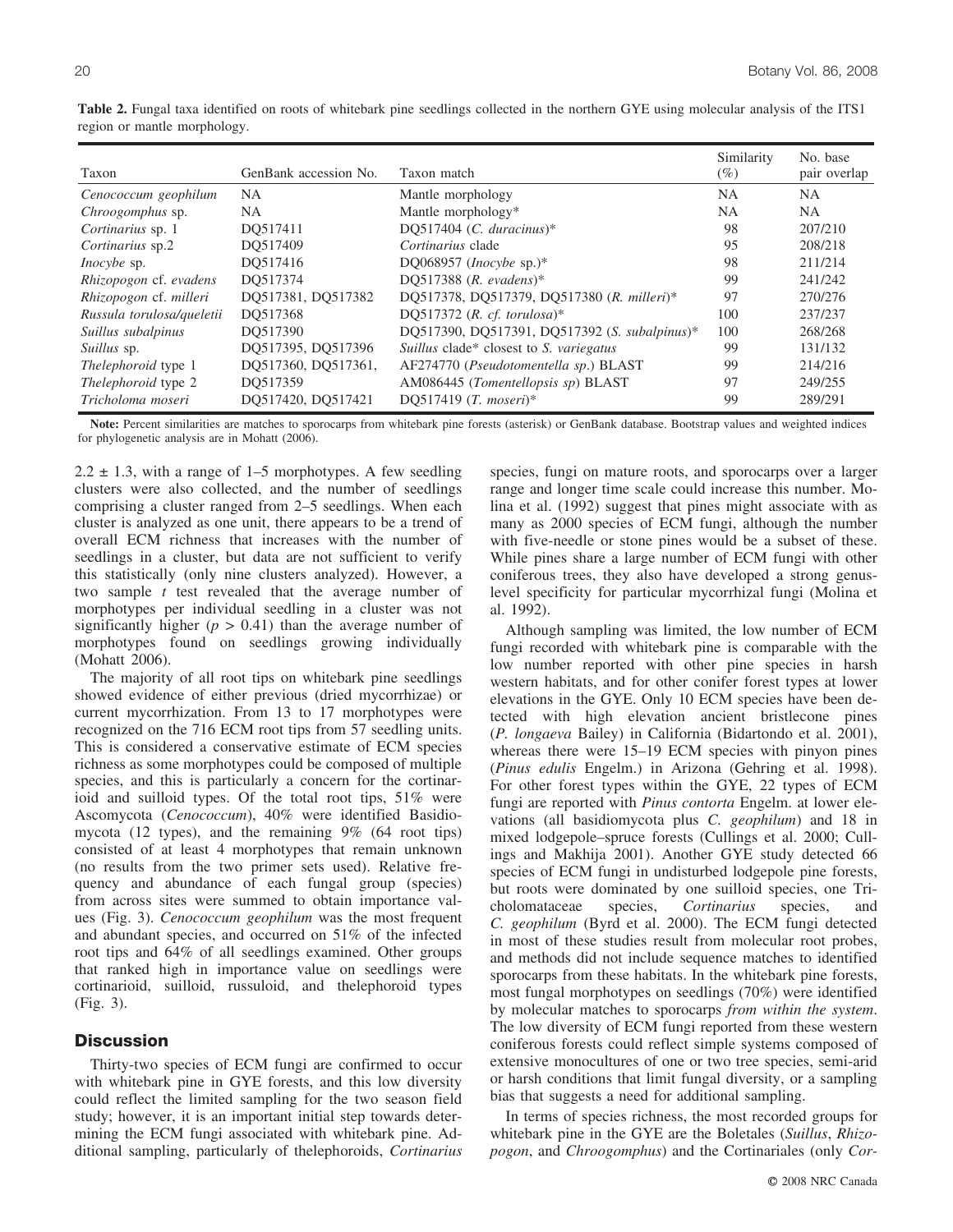**Table 2.** Fungal taxa identified on roots of whitebark pine seedlings collected in the northern GYE using molecular analysis of the ITS1 region or mantle morphology.

| Taxon | GenBank accession No. | Taxon match | Similarity (%) | No. base pair overlap |
|---|---|---|---|---|
| *Cenococcum geophilum* | NA | Mantle morphology | NA | NA |
| *Chroogomphus* sp. | NA | Mantle morphology* | NA | NA |
| *Cortinarius* sp. 1 | DQ517411 | DQ517404 (*C. duracinus*)* | 98 | 207/210 |
| *Cortinarius* sp.2 | DQ517409 | *Cortinarius* clade | 95 | 208/218 |
| *Inocybe* sp. | DQ517416 | DQ068957 (*Inocybe* sp.)* | 98 | 211/214 |
| *Rhizopogon* cf. *evadens* | DQ517374 | DQ517388 (*R. evadens*)* | 99 | 241/242 |
| *Rhizopogon* cf. *milleri* | DQ517381, DQ517382 | DQ517378, DQ517379, DQ517380 (*R. milleri*)* | 97 | 270/276 |
| *Russula torulosa/queletii* | DQ517368 | DQ517372 (*R. cf. torulosa*)* | 100 | 237/237 |
| *Suillus subalpinus* | DQ517390 | DQ517390, DQ517391, DQ517392 (*S. subalpinus*)* | 100 | 268/268 |
| *Suillus* sp. | DQ517395, DQ517396 | *Suillus* clade* closest to *S. variegatus* | 99 | 131/132 |
| *Thelephoroid* type 1 | DQ517360, DQ517361, | AF274770 (*Pseudotomentella sp.*) BLAST | 99 | 214/216 |
| *Thelephoroid* type 2 | DQ517359 | AM086445 (*Tomentellopsis sp*) BLAST | 97 | 249/255 |
| *Tricholoma moseri* | DQ517420, DQ517421 | DQ517419 (*T. moseri*)* | 99 | 289/291 |

**Note:** Percent similarities are matches to sporocarps from whitebark pine forests (asterisk) or GenBank database. Bootstrap values and weighted indices for phylogenetic analysis are in Mohatt (2006).

2.2 ± 1.3, with a range of 1–5 morphotypes. A few seedling clusters were also collected, and the number of seedlings comprising a cluster ranged from 2–5 seedlings. When each cluster is analyzed as one unit, there appears to be a trend of overall ECM richness that increases with the number of seedlings in a cluster, but data are not sufficient to verify this statistically (only nine clusters analyzed). However, a two sample *t* test revealed that the average number of morphotypes per individual seedling in a cluster was not significantly higher ($p > 0.41$) than the average number of morphotypes found on seedlings growing individually (Mohatt 2006).

The majority of all root tips on whitebark pine seedlings showed evidence of either previous (dried mycorrhizae) or current mycorrhization. From 13 to 17 morphotypes were recognized on the 716 ECM root tips from 57 seedling units. This is considered a conservative estimate of ECM species richness as some morphotypes could be composed of multiple species, and this is particularly a concern for the cortinarioid and suilloid types. Of the total root tips, 51% were Ascomycota (*Cenococcum*), 40% were identified Basidiomycota (12 types), and the remaining 9% (64 root tips) consisted of at least 4 morphotypes that remain unknown (no results from the two primer sets used). Relative frequency and abundance of each fungal group (species) from across sites were summed to obtain importance values (Fig. 3). *Cenococcum geophilum* was the most frequent and abundant species, and occurred on 51% of the infected root tips and 64% of all seedlings examined. Other groups that ranked high in importance value on seedlings were cortinarioid, suilloid, russuloid, and thelephoroid types (Fig. 3).

## Discussion

Thirty-two species of ECM fungi are confirmed to occur with whitebark pine in GYE forests, and this low diversity could reflect the limited sampling for the two season field study; however, it is an important initial step towards determining the ECM fungi associated with whitebark pine. Additional sampling, particularly of thelephoroids, *Cortinarius* species, fungi on mature roots, and sporocarps over a larger range and longer time scale could increase this number. Molina et al. (1992) suggest that pines might associate with as many as 2000 species of ECM fungi, although the number with five-needle or stone pines would be a subset of these. While pines share a large number of ECM fungi with other coniferous trees, they also have developed a strong genus-level specificity for particular mycorrhizal fungi (Molina et al. 1992).

Although sampling was limited, the low number of ECM fungi recorded with whitebark pine is comparable with the low number reported with other pine species in harsh western habitats, and for other conifer forest types at lower elevations in the GYE. Only 10 ECM species have been detected with high elevation ancient bristlecone pines (*P. longaeva* Bailey) in California (Bidartondo et al. 2001), whereas there were 15–19 ECM species with pinyon pines (*Pinus edulis* Engelm.) in Arizona (Gehring et al. 1998). For other forest types within the GYE, 22 types of ECM fungi are reported with *Pinus contorta* Engelm. at lower elevations (all basidiomycota plus *C. geophilum*) and 18 in mixed lodgepole–spruce forests (Cullings et al. 2000; Cullings and Makhija 2001). Another GYE study detected 66 species of ECM fungi in undisturbed lodgepole pine forests, but roots were dominated by one suilloid species, one Tricholomataceae species, *Cortinarius* species, and *C. geophilum* (Byrd et al. 2000). The ECM fungi detected in most of these studies result from molecular root probes, and methods did not include sequence matches to identified sporocarps from these habitats. In the whitebark pine forests, most fungal morphotypes on seedlings (70%) were identified by molecular matches to sporocarps *from within the system*. The low diversity of ECM fungi reported from these western coniferous forests could reflect simple systems composed of extensive monocultures of one or two tree species, semi-arid or harsh conditions that limit fungal diversity, or a sampling bias that suggests a need for additional sampling.

In terms of species richness, the most recorded groups for whitebark pine in the GYE are the Boletales (*Suillus*, *Rhizopogon*, and *Chroogomphus*) and the Cortinariales (only *Cor-*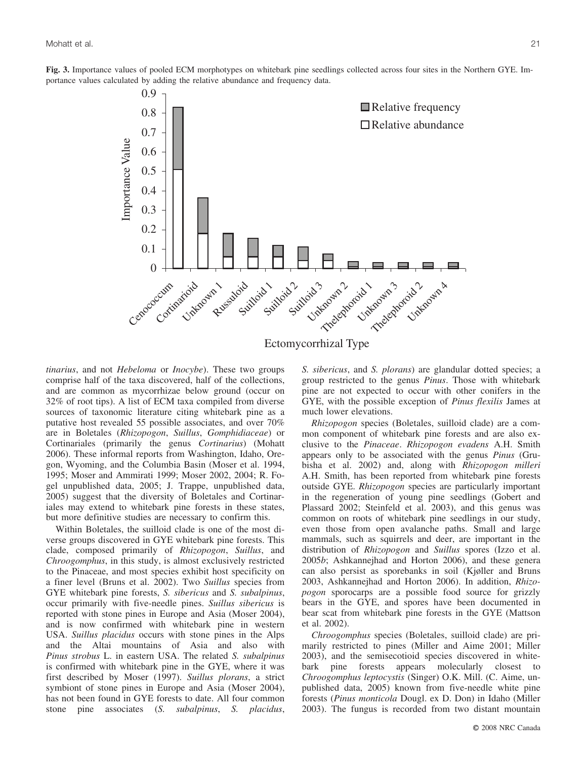**Fig. 3.** Importance values of pooled ECM morphotypes on whitebark pine seedlings collected across four sites in the Northern GYE. Importance values calculated by adding the relative abundance and frequency data.

*tinarius*, and not *Hebeloma* or *Inocybe*). These two groups comprise half of the taxa discovered, half of the collections, and are common as mycorrhizae below ground (occur on 32% of root tips). A list of ECM taxa compiled from diverse sources of taxonomic literature citing whitebark pine as a putative host revealed 55 possible associates, and over 70% are in Boletales (*Rhizopogon*, *Suillus*, *Gomphidiaceae*) or Cortinariales (primarily the genus *Cortinarius*) (Mohatt 2006). These informal reports from Washington, Idaho, Oregon, Wyoming, and the Columbia Basin (Moser et al. 1994, 1995; Moser and Ammirati 1999; Moser 2002, 2004; R. Fogel unpublished data, 2005; J. Trappe, unpublished data, 2005) suggest that the diversity of Boletales and Cortinariales may extend to whitebark pine forests in these states, but more definitive studies are necessary to confirm this.

Within Boletales, the suilloid clade is one of the most diverse groups discovered in GYE whitebark pine forests. This clade, composed primarily of *Rhizopogon*, *Suillus*, and *Chroogomphus*, in this study, is almost exclusively restricted to the Pinaceae, and most species exhibit host specificity on a finer level (Bruns et al. 2002). Two *Suillus* species from GYE whitebark pine forests, *S. sibericus* and *S. subalpinus*, occur primarily with five-needle pines. *Suillus sibericus* is reported with stone pines in Europe and Asia (Moser 2004), and is now confirmed with whitebark pine in western USA. *Suillus placidus* occurs with stone pines in the Alps and the Altai mountains of Asia and also with *Pinus strobus* L. in eastern USA. The related *S. subalpinus* is confirmed with whitebark pine in the GYE, where it was first described by Moser (1997). *Suillus plorans*, a strict symbiont of stone pines in Europe and Asia (Moser 2004), has not been found in GYE forests to date. All four common stone pine associates (*S. subalpinus*, *S. placidus*, *S. sibericus*, and *S. plorans*) are glandular dotted species; a group restricted to the genus *Pinus*. Those with whitebark pine are not expected to occur with other conifers in the GYE, with the possible exception of *Pinus flexilis* James at much lower elevations.

*Rhizopogon* species (Boletales, suilloid clade) are a common component of whitebark pine forests and are also exclusive to the *Pinaceae*. *Rhizopogon evadens* A.H. Smith appears only to be associated with the genus *Pinus* (Grubisha et al. 2002) and, along with *Rhizopogon milleri* A.H. Smith, has been reported from whitebark pine forests outside GYE. *Rhizopogon* species are particularly important in the regeneration of young pine seedlings (Gobert and Plassard 2002; Steinfeld et al. 2003), and this genus was common on roots of whitebark pine seedlings in our study, even those from open avalanche paths. Small and large mammals, such as squirrels and deer, are important in the distribution of *Rhizopogon* and *Suillus* spores (Izzo et al. 2005*b*; Ashkannejhad and Horton 2006), and these genera can also persist as sporebanks in soil (Kjøller and Bruns 2003, Ashkannejhad and Horton 2006). In addition, *Rhizopogon* sporocarps are a possible food source for grizzly bears in the GYE, and spores have been documented in bear scat from whitebark pine forests in the GYE (Mattson et al. 2002).

*Chroogomphus* species (Boletales, suilloid clade) are primarily restricted to pines (Miller and Aime 2001; Miller 2003), and the semisecotioid species discovered in whitebark pine forests appears molecularly closest to *Chroogomphus leptocystis* (Singer) O.K. Mill. (C. Aime, unpublished data, 2005) known from five-needle white pine forests (*Pinus monticola* Dougl. ex D. Don) in Idaho (Miller 2003). The fungus is recorded from two distant mountain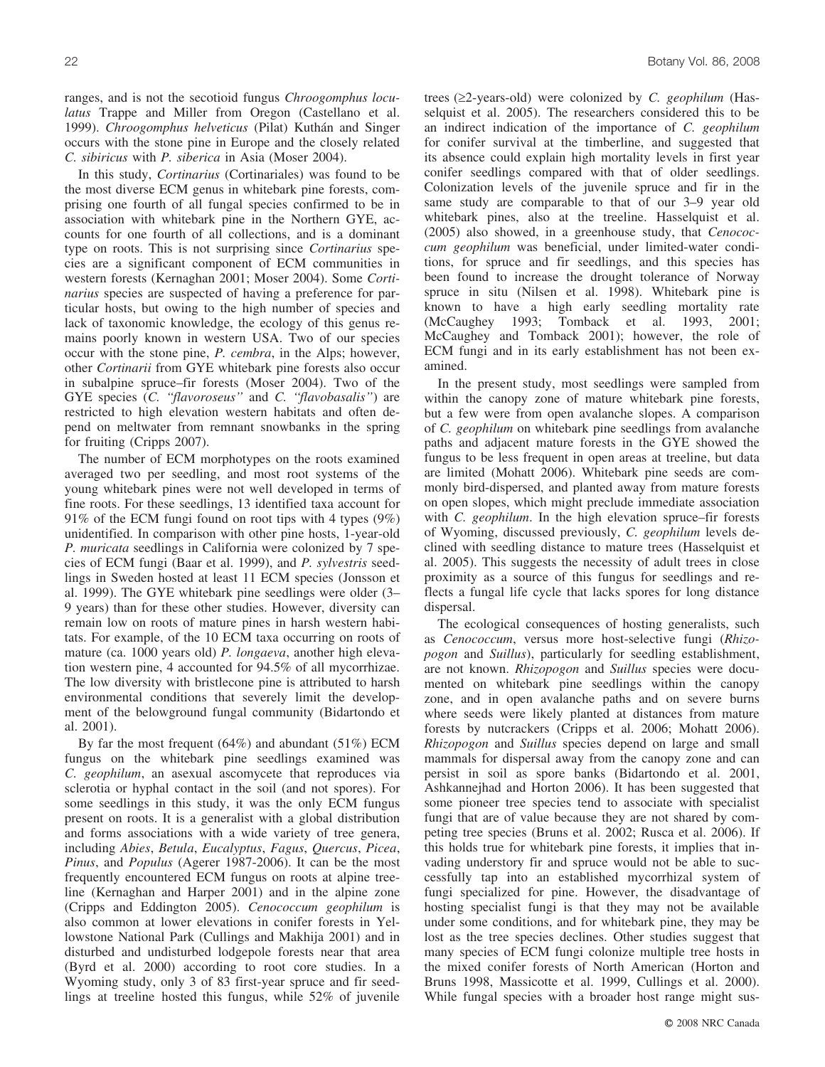ranges, and is not the secotioid fungus *Chroogomphus loculatus* Trappe and Miller from Oregon (Castellano et al. 1999). *Chroogomphus helveticus* (Pilat) Kuthán and Singer occurs with the stone pine in Europe and the closely related *C. sibiricus* with *P. siberica* in Asia (Moser 2004).

In this study, *Cortinarius* (Cortinariales) was found to be the most diverse ECM genus in whitebark pine forests, comprising one fourth of all fungal species confirmed to be in association with whitebark pine in the Northern GYE, accounts for one fourth of all collections, and is a dominant type on roots. This is not surprising since *Cortinarius* species are a significant component of ECM communities in western forests (Kernaghan 2001; Moser 2004). Some *Cortinarius* species are suspected of having a preference for particular hosts, but owing to the high number of species and lack of taxonomic knowledge, the ecology of this genus remains poorly known in western USA. Two of our species occur with the stone pine, *P. cembra*, in the Alps; however, other *Cortinarii* from GYE whitebark pine forests also occur in subalpine spruce–fir forests (Moser 2004). Two of the GYE species (*C. "flavoroseus"* and *C. "flavobasalis"*) are restricted to high elevation western habitats and often depend on meltwater from remnant snowbanks in the spring for fruiting (Cripps 2007).

The number of ECM morphotypes on the roots examined averaged two per seedling, and most root systems of the young whitebark pines were not well developed in terms of fine roots. For these seedlings, 13 identified taxa account for 91% of the ECM fungi found on root tips with 4 types (9%) unidentified. In comparison with other pine hosts, 1-year-old *P. muricata* seedlings in California were colonized by 7 species of ECM fungi (Baar et al. 1999), and *P. sylvestris* seedlings in Sweden hosted at least 11 ECM species (Jonsson et al. 1999). The GYE whitebark pine seedlings were older (3–9 years) than for these other studies. However, diversity can remain low on roots of mature pines in harsh western habitats. For example, of the 10 ECM taxa occurring on roots of mature (ca. 1000 years old) *P. longaeva*, another high elevation western pine, 4 accounted for 94.5% of all mycorrhizae. The low diversity with bristlecone pine is attributed to harsh environmental conditions that severely limit the development of the belowground fungal community (Bidartondo et al. 2001).

By far the most frequent (64%) and abundant (51%) ECM fungus on the whitebark pine seedlings examined was *C. geophilum*, an asexual ascomycete that reproduces via sclerotia or hyphal contact in the soil (and not spores). For some seedlings in this study, it was the only ECM fungus present on roots. It is a generalist with a global distribution and forms associations with a wide variety of tree genera, including *Abies*, *Betula*, *Eucalyptus*, *Fagus*, *Quercus*, *Picea*, *Pinus*, and *Populus* (Agerer 1987-2006). It can be the most frequently encountered ECM fungus on roots at alpine treeline (Kernaghan and Harper 2001) and in the alpine zone (Cripps and Eddington 2005). *Cenococcum geophilum* is also common at lower elevations in conifer forests in Yellowstone National Park (Cullings and Makhija 2001) and in disturbed and undisturbed lodgepole forests near that area (Byrd et al. 2000) according to root core studies. In a Wyoming study, only 3 of 83 first-year spruce and fir seedlings at treeline hosted this fungus, while 52% of juvenile trees (≥2-years-old) were colonized by *C. geophilum* (Hasselquist et al. 2005). The researchers considered this to be an indirect indication of the importance of *C. geophilum* for conifer survival at the timberline, and suggested that its absence could explain high mortality levels in first year conifer seedlings compared with that of older seedlings. Colonization levels of the juvenile spruce and fir in the same study are comparable to that of our 3–9 year old whitebark pines, also at the treeline. Hasselquist et al. (2005) also showed, in a greenhouse study, that *Cenococcum geophilum* was beneficial, under limited-water conditions, for spruce and fir seedlings, and this species has been found to increase the drought tolerance of Norway spruce in situ (Nilsen et al. 1998). Whitebark pine is known to have a high early seedling mortality rate (McCaughey 1993; Tomback et al. 1993, 2001; McCaughey and Tomback 2001); however, the role of ECM fungi and in its early establishment has not been examined.

In the present study, most seedlings were sampled from within the canopy zone of mature whitebark pine forests, but a few were from open avalanche slopes. A comparison of *C. geophilum* on whitebark pine seedlings from avalanche paths and adjacent mature forests in the GYE showed the fungus to be less frequent in open areas at treeline, but data are limited (Mohatt 2006). Whitebark pine seeds are commonly bird-dispersed, and planted away from mature forests on open slopes, which might preclude immediate association with *C. geophilum*. In the high elevation spruce–fir forests of Wyoming, discussed previously, *C. geophilum* levels declined with seedling distance to mature trees (Hasselquist et al. 2005). This suggests the necessity of adult trees in close proximity as a source of this fungus for seedlings and reflects a fungal life cycle that lacks spores for long distance dispersal.

The ecological consequences of hosting generalists, such as *Cenococcum*, versus more host-selective fungi (*Rhizopogon* and *Suillus*), particularly for seedling establishment, are not known. *Rhizopogon* and *Suillus* species were documented on whitebark pine seedlings within the canopy zone, and in open avalanche paths and on severe burns where seeds were likely planted at distances from mature forests by nutcrackers (Cripps et al. 2006; Mohatt 2006). *Rhizopogon* and *Suillus* species depend on large and small mammals for dispersal away from the canopy zone and can persist in soil as spore banks (Bidartondo et al. 2001, Ashkannejhad and Horton 2006). It has been suggested that some pioneer tree species tend to associate with specialist fungi that are of value because they are not shared by competing tree species (Bruns et al. 2002; Rusca et al. 2006). If this holds true for whitebark pine forests, it implies that invading understory fir and spruce would not be able to successfully tap into an established mycorrhizal system of fungi specialized for pine. However, the disadvantage of hosting specialist fungi is that they may not be available under some conditions, and for whitebark pine, they may be lost as the tree species declines. Other studies suggest that many species of ECM fungi colonize multiple tree hosts in the mixed conifer forests of North American (Horton and Bruns 1998, Massicotte et al. 1999, Cullings et al. 2000). While fungal species with a broader host range might sus-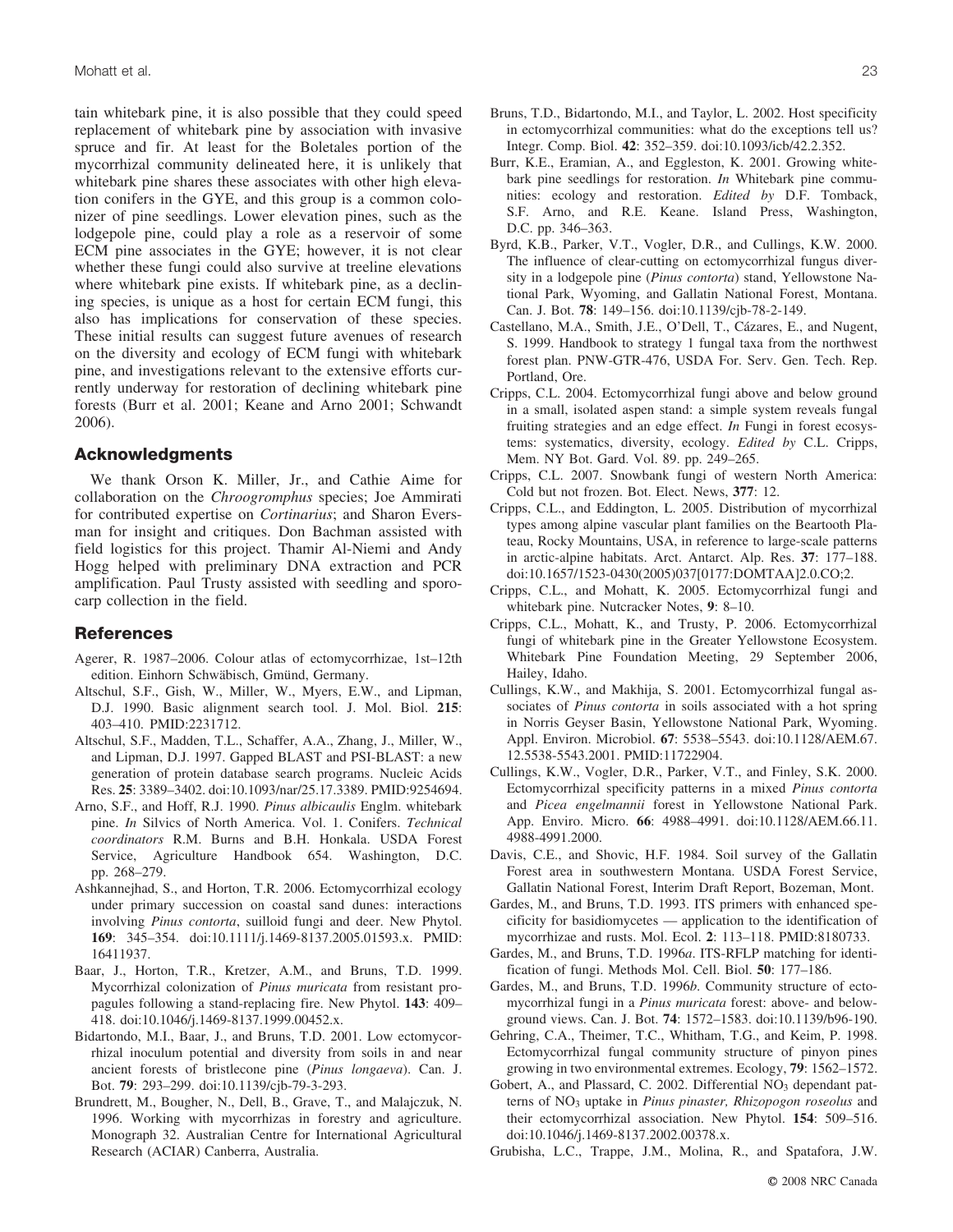tain whitebark pine, it is also possible that they could speed replacement of whitebark pine by association with invasive spruce and fir. At least for the Boletales portion of the mycorrhizal community delineated here, it is unlikely that whitebark pine shares these associates with other high elevation conifers in the GYE, and this group is a common colonizer of pine seedlings. Lower elevation pines, such as the lodgepole pine, could play a role as a reservoir of some ECM pine associates in the GYE; however, it is not clear whether these fungi could also survive at treeline elevations where whitebark pine exists. If whitebark pine, as a declining species, is unique as a host for certain ECM fungi, this also has implications for conservation of these species. These initial results can suggest future avenues of research on the diversity and ecology of ECM fungi with whitebark pine, and investigations relevant to the extensive efforts currently underway for restoration of declining whitebark pine forests (Burr et al. 2001; Keane and Arno 2001; Schwandt 2006).

## Acknowledgments

We thank Orson K. Miller, Jr., and Cathie Aime for collaboration on the *Chroogromphus* species; Joe Ammirati for contributed expertise on *Cortinarius*; and Sharon Eversman for insight and critiques. Don Bachman assisted with field logistics for this project. Thamir Al-Niemi and Andy Hogg helped with preliminary DNA extraction and PCR amplification. Paul Trusty assisted with seedling and sporocarp collection in the field.

## References

Agerer, R. 1987–2006. Colour atlas of ectomycorrhizae, 1st–12th edition. Einhorn Schwäbisch, Gmünd, Germany.

Altschul, S.F., Gish, W., Miller, W., Myers, E.W., and Lipman, D.J. 1990. Basic alignment search tool. J. Mol. Biol. **215**: 403–410. PMID:2231712.

Altschul, S.F., Madden, T.L., Schaffer, A.A., Zhang, J., Miller, W., and Lipman, D.J. 1997. Gapped BLAST and PSI-BLAST: a new generation of protein database search programs. Nucleic Acids Res. **25**: 3389–3402. doi:10.1093/nar/25.17.3389. PMID:9254694.

Arno, S.F., and Hoff, R.J. 1990. *Pinus albicaulis* Englm. whitebark pine. *In* Silvics of North America. Vol. 1. Conifers. *Technical coordinators* R.M. Burns and B.H. Honkala. USDA Forest Service, Agriculture Handbook 654. Washington, D.C. pp. 268–279.

Ashkannejhad, S., and Horton, T.R. 2006. Ectomycorrhizal ecology under primary succession on coastal sand dunes: interactions involving *Pinus contorta*, suilloid fungi and deer. New Phytol. **169**: 345–354. doi:10.1111/j.1469-8137.2005.01593.x. PMID: 16411937.

Baar, J., Horton, T.R., Kretzer, A.M., and Bruns, T.D. 1999. Mycorrhizal colonization of *Pinus muricata* from resistant propagules following a stand-replacing fire. New Phytol. **143**: 409–418. doi:10.1046/j.1469-8137.1999.00452.x.

Bidartondo, M.I., Baar, J., and Bruns, T.D. 2001. Low ectomycorrhizal inoculum potential and diversity from soils in and near ancient forests of bristlecone pine (*Pinus longaeva*). Can. J. Bot. **79**: 293–299. doi:10.1139/cjb-79-3-293.

Brundrett, M., Bougher, N., Dell, B., Grave, T., and Malajczuk, N. 1996. Working with mycorrhizas in forestry and agriculture. Monograph 32. Australian Centre for International Agricultural Research (ACIAR) Canberra, Australia.

Bruns, T.D., Bidartondo, M.I., and Taylor, L. 2002. Host specificity in ectomycorrhizal communities: what do the exceptions tell us? Integr. Comp. Biol. **42**: 352–359. doi:10.1093/icb/42.2.352.

Burr, K.E., Eramian, A., and Eggleston, K. 2001. Growing whitebark pine seedlings for restoration. *In* Whitebark pine communities: ecology and restoration. *Edited by* D.F. Tomback, S.F. Arno, and R.E. Keane. Island Press, Washington, D.C. pp. 346–363.

Byrd, K.B., Parker, V.T., Vogler, D.R., and Cullings, K.W. 2000. The influence of clear-cutting on ectomycorrhizal fungus diversity in a lodgepole pine (*Pinus contorta*) stand, Yellowstone National Park, Wyoming, and Gallatin National Forest, Montana. Can. J. Bot. **78**: 149–156. doi:10.1139/cjb-78-2-149.

Castellano, M.A., Smith, J.E., O'Dell, T., Cázares, E., and Nugent, S. 1999. Handbook to strategy 1 fungal taxa from the northwest forest plan. PNW-GTR-476, USDA For. Serv. Gen. Tech. Rep. Portland, Ore.

Cripps, C.L. 2004. Ectomycorrhizal fungi above and below ground in a small, isolated aspen stand: a simple system reveals fungal fruiting strategies and an edge effect. *In* Fungi in forest ecosystems: systematics, diversity, ecology. *Edited by* C.L. Cripps, Mem. NY Bot. Gard. Vol. 89. pp. 249–265.

Cripps, C.L. 2007. Snowbank fungi of western North America: Cold but not frozen. Bot. Elect. News, **377**: 12.

Cripps, C.L., and Eddington, L. 2005. Distribution of mycorrhizal types among alpine vascular plant families on the Beartooth Plateau, Rocky Mountains, USA, in reference to large-scale patterns in arctic-alpine habitats. Arct. Antarct. Alp. Res. **37**: 177–188. doi:10.1657/1523-0430(2005)037[0177:DOMTAA]2.0.CO;2.

Cripps, C.L., and Mohatt, K. 2005. Ectomycorrhizal fungi and whitebark pine. Nutcracker Notes, **9**: 8–10.

Cripps, C.L., Mohatt, K., and Trusty, P. 2006. Ectomycorrhizal fungi of whitebark pine in the Greater Yellowstone Ecosystem. Whitebark Pine Foundation Meeting, 29 September 2006, Hailey, Idaho.

Cullings, K.W., and Makhija, S. 2001. Ectomycorrhizal fungal associates of *Pinus contorta* in soils associated with a hot spring in Norris Geyser Basin, Yellowstone National Park, Wyoming. Appl. Environ. Microbiol. **67**: 5538–5543. doi:10.1128/AEM.67.12.5538-5543.2001. PMID:11722904.

Cullings, K.W., Vogler, D.R., Parker, V.T., and Finley, S.K. 2000. Ectomycorrhizal specificity patterns in a mixed *Pinus contorta* and *Picea engelmannii* forest in Yellowstone National Park. App. Enviro. Micro. **66**: 4988–4991. doi:10.1128/AEM.66.11.4988-4991.2000.

Davis, C.E., and Shovic, H.F. 1984. Soil survey of the Gallatin Forest area in southwestern Montana. USDA Forest Service, Gallatin National Forest, Interim Draft Report, Bozeman, Mont.

Gardes, M., and Bruns, T.D. 1993. ITS primers with enhanced specificity for basidiomycetes — application to the identification of mycorrhizae and rusts. Mol. Ecol. **2**: 113–118. PMID:8180733.

Gardes, M., and Bruns, T.D. 1996*a*. ITS-RFLP matching for identification of fungi. Methods Mol. Cell. Biol. **50**: 177–186.

Gardes, M., and Bruns, T.D. 1996*b*. Community structure of ectomycorrhizal fungi in a *Pinus muricata* forest: above- and belowground views. Can. J. Bot. **74**: 1572–1583. doi:10.1139/b96-190.

Gehring, C.A., Theimer, T.C., Whitham, T.G., and Keim, P. 1998. Ectomycorrhizal fungal community structure of pinyon pines growing in two environmental extremes. Ecology, **79**: 1562–1572.

Gobert, A., and Plassard, C. 2002. Differential $NO_3$ dependant patterns of $NO_3$ uptake in *Pinus pinaster, Rhizopogon roseolus* and their ectomycorrhizal association. New Phytol. **154**: 509–516. doi:10.1046/j.1469-8137.2002.00378.x.

Grubisha, L.C., Trappe, J.M., Molina, R., and Spatafora, J.W.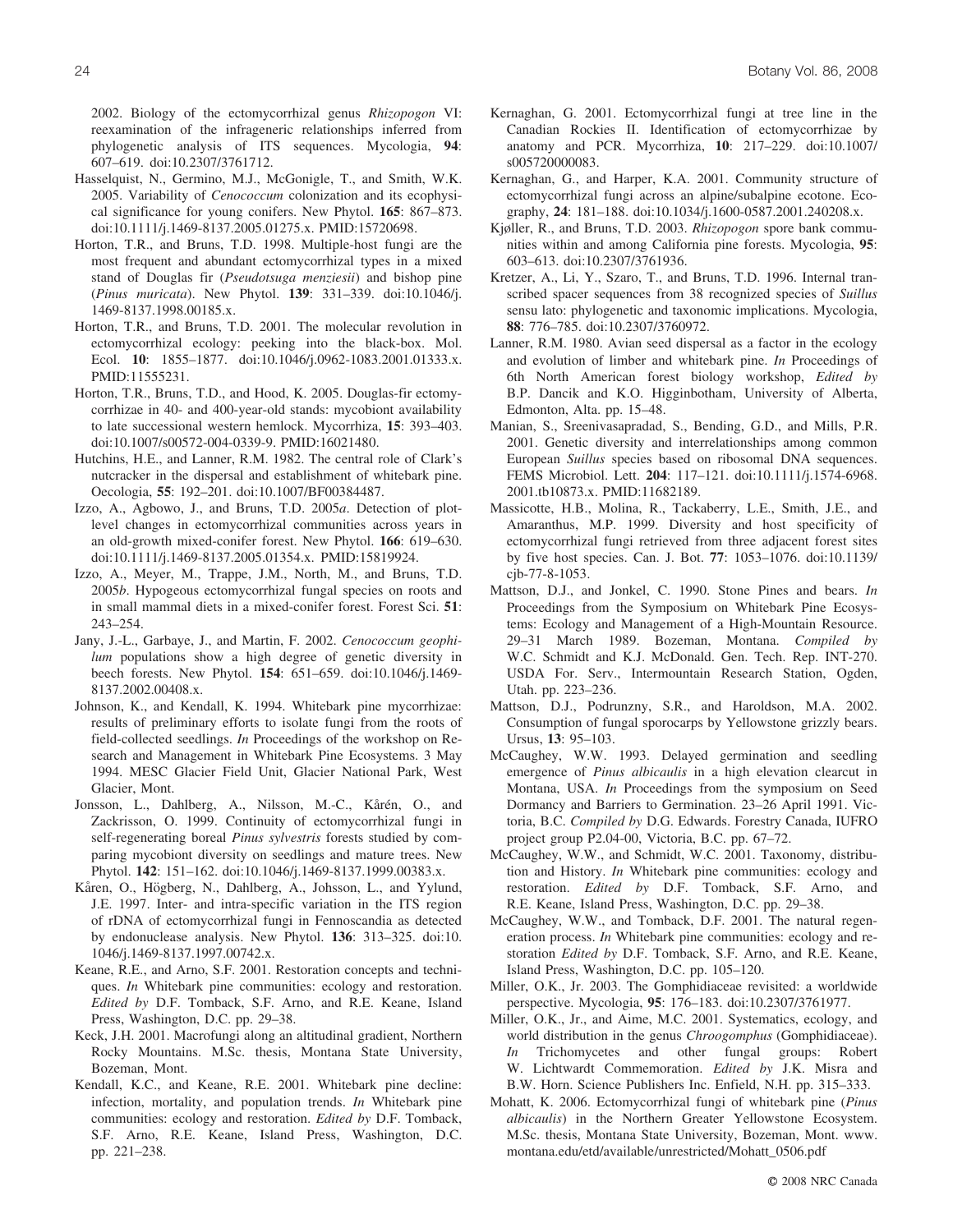2002. Biology of the ectomycorrhizal genus *Rhizopogon* VI: reexamination of the infrageneric relationships inferred from phylogenetic analysis of ITS sequences. Mycologia, **94**: 607–619. doi:10.2307/3761712.

Hasselquist, N., Germino, M.J., McGonigle, T., and Smith, W.K. 2005. Variability of *Cenococcum* colonization and its ecophysical significance for young conifers. New Phytol. **165**: 867–873. doi:10.1111/j.1469-8137.2005.01275.x. PMID:15720698.

Horton, T.R., and Bruns, T.D. 1998. Multiple-host fungi are the most frequent and abundant ectomycorrhizal types in a mixed stand of Douglas fir (*Pseudotsuga menziesii*) and bishop pine (*Pinus muricata*). New Phytol. **139**: 331–339. doi:10.1046/j.1469-8137.1998.00185.x.

Horton, T.R., and Bruns, T.D. 2001. The molecular revolution in ectomycorrhizal ecology: peeking into the black-box. Mol. Ecol. **10**: 1855–1877. doi:10.1046/j.0962-1083.2001.01333.x. PMID:11555231.

Horton, T.R., Bruns, T.D., and Hood, K. 2005. Douglas-fir ectomycorrhizae in 40- and 400-year-old stands: mycobiont availability to late successional western hemlock. Mycorrhiza, **15**: 393–403. doi:10.1007/s00572-004-0339-9. PMID:16021480.

Hutchins, H.E., and Lanner, R.M. 1982. The central role of Clark's nutcracker in the dispersal and establishment of whitebark pine. Oecologia, **55**: 192–201. doi:10.1007/BF00384487.

Izzo, A., Agbowo, J., and Bruns, T.D. 2005*a*. Detection of plot-level changes in ectomycorrhizal communities across years in an old-growth mixed-conifer forest. New Phytol. **166**: 619–630. doi:10.1111/j.1469-8137.2005.01354.x. PMID:15819924.

Izzo, A., Meyer, M., Trappe, J.M., North, M., and Bruns, T.D. 2005*b*. Hypogeous ectomycorrhizal fungal species on roots and in small mammal diets in a mixed-conifer forest. Forest Sci. **51**: 243–254.

Jany, J.-L., Garbaye, J., and Martin, F. 2002. *Cenococcum geophilum* populations show a high degree of genetic diversity in beech forests. New Phytol. **154**: 651–659. doi:10.1046/j.1469-8137.2002.00408.x.

Johnson, K., and Kendall, K. 1994. Whitebark pine mycorrhizae: results of preliminary efforts to isolate fungi from the roots of field-collected seedlings. *In* Proceedings of the workshop on Research and Management in Whitebark Pine Ecosystems. 3 May 1994. MESC Glacier Field Unit, Glacier National Park, West Glacier, Mont.

Jonsson, L., Dahlberg, A., Nilsson, M.-C., Kårén, O., and Zackrisson, O. 1999. Continuity of ectomycorrhizal fungi in self-regenerating boreal *Pinus sylvestris* forests studied by comparing mycobiont diversity on seedlings and mature trees. New Phytol. **142**: 151–162. doi:10.1046/j.1469-8137.1999.00383.x.

Kåren, O., Högberg, N., Dahlberg, A., Johsson, L., and Ylund, J.E. 1997. Inter- and intra-specific variation in the ITS region of rDNA of ectomycorrhizal fungi in Fennoscandia as detected by endonuclease analysis. New Phytol. **136**: 313–325. doi:10.1046/j.1469-8137.1997.00742.x.

Keane, R.E., and Arno, S.F. 2001. Restoration concepts and techniques. *In* Whitebark pine communities: ecology and restoration. *Edited by* D.F. Tomback, S.F. Arno, and R.E. Keane, Island Press, Washington, D.C. pp. 29–38.

Keck, J.H. 2001. Macrofungi along an altitudinal gradient, Northern Rocky Mountains. M.Sc. thesis, Montana State University, Bozeman, Mont.

Kendall, K.C., and Keane, R.E. 2001. Whitebark pine decline: infection, mortality, and population trends. *In* Whitebark pine communities: ecology and restoration. *Edited by* D.F. Tomback, S.F. Arno, R.E. Keane, Island Press, Washington, D.C. pp. 221–238.

Kernaghan, G. 2001. Ectomycorrhizal fungi at tree line in the Canadian Rockies II. Identification of ectomycorrhizae by anatomy and PCR. Mycorrhiza, **10**: 217–229. doi:10.1007/s005720000083.

Kernaghan, G., and Harper, K.A. 2001. Community structure of ectomycorrhizal fungi across an alpine/subalpine ecotone. Ecography, **24**: 181–188. doi:10.1034/j.1600-0587.2001.240208.x.

Kjøller, R., and Bruns, T.D. 2003. *Rhizopogon* spore bank communities within and among California pine forests. Mycologia, **95**: 603–613. doi:10.2307/3761936.

Kretzer, A., Li, Y., Szaro, T., and Bruns, T.D. 1996. Internal transcribed spacer sequences from 38 recognized species of *Suillus* sensu lato: phylogenetic and taxonomic implications. Mycologia, **88**: 776–785. doi:10.2307/3760972.

Lanner, R.M. 1980. Avian seed dispersal as a factor in the ecology and evolution of limber and whitebark pine. *In* Proceedings of 6th North American forest biology workshop, *Edited by* B.P. Dancik and K.O. Higginbotham, University of Alberta, Edmonton, Alta. pp. 15–48.

Manian, S., Sreenivasapradad, S., Bending, G.D., and Mills, P.R. 2001. Genetic diversity and interrelationships among common European *Suillus* species based on ribosomal DNA sequences. FEMS Microbiol. Lett. **204**: 117–121. doi:10.1111/j.1574-6968.2001.tb10873.x. PMID:11682189.

Massicotte, H.B., Molina, R., Tackaberry, L.E., Smith, J.E., and Amaranthus, M.P. 1999. Diversity and host specificity of ectomycorrhizal fungi retrieved from three adjacent forest sites by five host species. Can. J. Bot. **77**: 1053–1076. doi:10.1139/cjb-77-8-1053.

Mattson, D.J., and Jonkel, C. 1990. Stone Pines and bears. *In* Proceedings from the Symposium on Whitebark Pine Ecosystems: Ecology and Management of a High-Mountain Resource. 29–31 March 1989. Bozeman, Montana. *Compiled by* W.C. Schmidt and K.J. McDonald. Gen. Tech. Rep. INT-270. USDA For. Serv., Intermountain Research Station, Ogden, Utah. pp. 223–236.

Mattson, D.J., Podrunzny, S.R., and Haroldson, M.A. 2002. Consumption of fungal sporocarps by Yellowstone grizzly bears. Ursus, **13**: 95–103.

McCaughey, W.W. 1993. Delayed germination and seedling emergence of *Pinus albicaulis* in a high elevation clearcut in Montana, USA. *In* Proceedings from the symposium on Seed Dormancy and Barriers to Germination. 23–26 April 1991. Victoria, B.C. *Compiled by* D.G. Edwards. Forestry Canada, IUFRO project group P2.04-00, Victoria, B.C. pp. 67–72.

McCaughey, W.W., and Schmidt, W.C. 2001. Taxonomy, distribution and History. *In* Whitebark pine communities: ecology and restoration. *Edited by* D.F. Tomback, S.F. Arno, and R.E. Keane, Island Press, Washington, D.C. pp. 29–38.

McCaughey, W.W., and Tomback, D.F. 2001. The natural regeneration process. *In* Whitebark pine communities: ecology and restoration *Edited by* D.F. Tomback, S.F. Arno, and R.E. Keane, Island Press, Washington, D.C. pp. 105–120.

Miller, O.K., Jr. 2003. The Gomphidiaceae revisited: a worldwide perspective. Mycologia, **95**: 176–183. doi:10.2307/3761977.

Miller, O.K., Jr., and Aime, M.C. 2001. Systematics, ecology, and world distribution in the genus *Chroogomphus* (Gomphidiaceae). *In* Trichomycetes and other fungal groups: Robert W. Lichtwardt Commemoration. *Edited by* J.K. Misra and B.W. Horn. Science Publishers Inc. Enfield, N.H. pp. 315–333.

Mohatt, K. 2006. Ectomycorrhizal fungi of whitebark pine (*Pinus albicaulis*) in the Northern Greater Yellowstone Ecosystem. M.Sc. thesis, Montana State University, Bozeman, Mont. www.montana.edu/etd/available/unrestricted/Mohatt_0506.pdf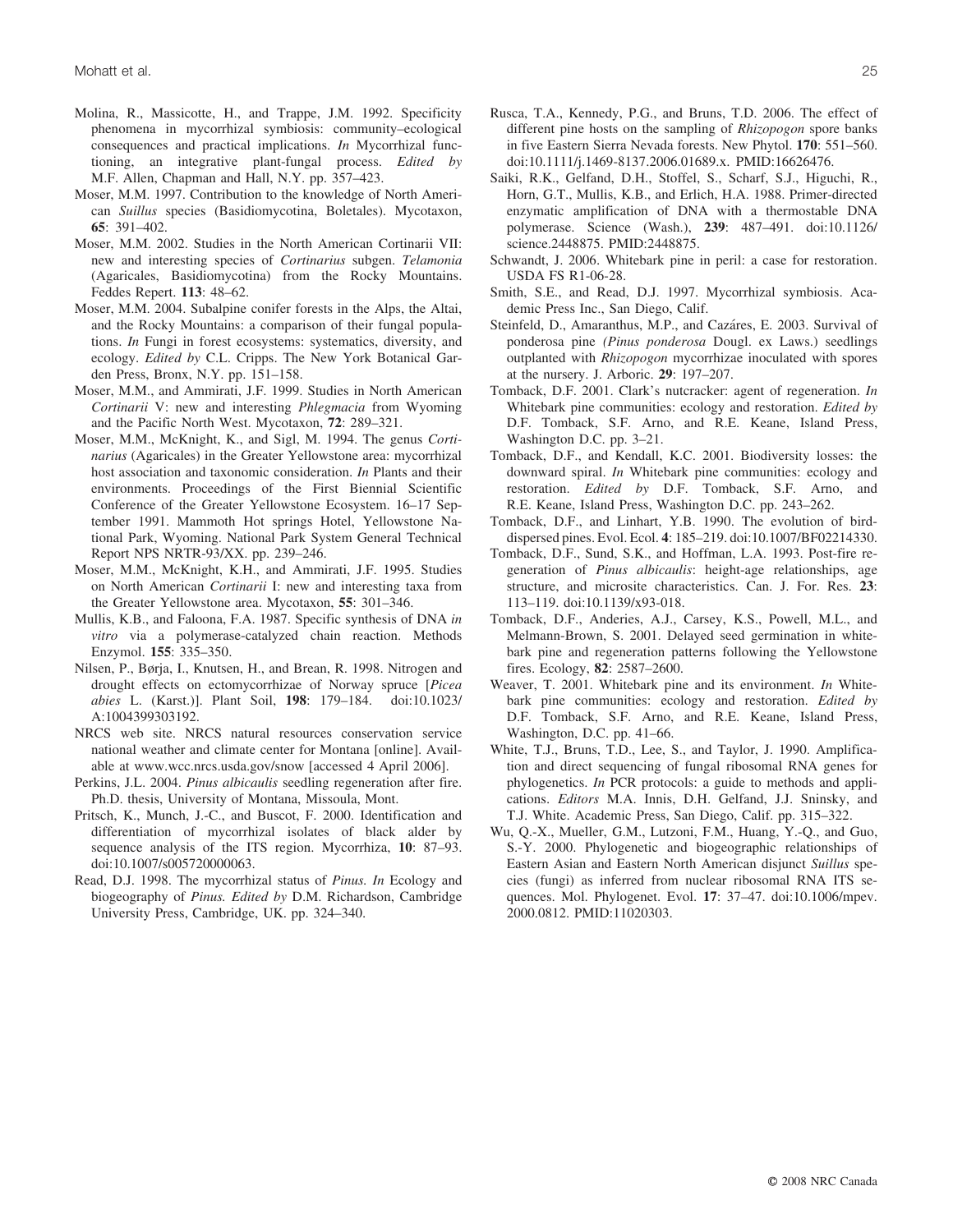Molina, R., Massicotte, H., and Trappe, J.M. 1992. Specificity phenomena in mycorrhizal symbiosis: community–ecological consequences and practical implications. *In* Mycorrhizal functioning, an integrative plant-fungal process. *Edited by* M.F. Allen, Chapman and Hall, N.Y. pp. 357–423.

Moser, M.M. 1997. Contribution to the knowledge of North American *Suillus* species (Basidiomycotina, Boletales). Mycotaxon, **65**: 391–402.

Moser, M.M. 2002. Studies in the North American Cortinarii VII: new and interesting species of *Cortinarius* subgen. *Telamonia* (Agaricales, Basidiomycotina) from the Rocky Mountains. Feddes Repert. **113**: 48–62.

Moser, M.M. 2004. Subalpine conifer forests in the Alps, the Altai, and the Rocky Mountains: a comparison of their fungal populations. *In* Fungi in forest ecosystems: systematics, diversity, and ecology. *Edited by* C.L. Cripps. The New York Botanical Garden Press, Bronx, N.Y. pp. 151–158.

Moser, M.M., and Ammirati, J.F. 1999. Studies in North American *Cortinarii* V: new and interesting *Phlegmacia* from Wyoming and the Pacific North West. Mycotaxon, **72**: 289–321.

Moser, M.M., McKnight, K., and Sigl, M. 1994. The genus *Cortinarius* (Agaricales) in the Greater Yellowstone area: mycorrhizal host association and taxonomic consideration. *In* Plants and their environments. Proceedings of the First Biennial Scientific Conference of the Greater Yellowstone Ecosystem. 16–17 September 1991. Mammoth Hot springs Hotel, Yellowstone National Park, Wyoming. National Park System General Technical Report NPS NRTR-93/XX. pp. 239–246.

Moser, M.M., McKnight, K.H., and Ammirati, J.F. 1995. Studies on North American *Cortinarii* I: new and interesting taxa from the Greater Yellowstone area. Mycotaxon, **55**: 301–346.

Mullis, K.B., and Faloona, F.A. 1987. Specific synthesis of DNA *in vitro* via a polymerase-catalyzed chain reaction. Methods Enzymol. **155**: 335–350.

Nilsen, P., Børja, I., Knutsen, H., and Brean, R. 1998. Nitrogen and drought effects on ectomycorrhizae of Norway spruce [*Picea abies* L. (Karst.)]. Plant Soil, **198**: 179–184. doi:10.1023/A:1004399303192.

NRCS web site. NRCS natural resources conservation service national weather and climate center for Montana [online]. Available at www.wcc.nrcs.usda.gov/snow [accessed 4 April 2006].

Perkins, J.L. 2004. *Pinus albicaulis* seedling regeneration after fire. Ph.D. thesis, University of Montana, Missoula, Mont.

Pritsch, K., Munch, J.-C., and Buscot, F. 2000. Identification and differentiation of mycorrhizal isolates of black alder by sequence analysis of the ITS region. Mycorrhiza, **10**: 87–93. doi:10.1007/s005720000063.

Read, D.J. 1998. The mycorrhizal status of *Pinus*. *In* Ecology and biogeography of *Pinus. Edited by* D.M. Richardson, Cambridge University Press, Cambridge, UK. pp. 324–340.

Rusca, T.A., Kennedy, P.G., and Bruns, T.D. 2006. The effect of different pine hosts on the sampling of *Rhizopogon* spore banks in five Eastern Sierra Nevada forests. New Phytol. **170**: 551–560. doi:10.1111/j.1469-8137.2006.01689.x. PMID:16626476.

Saiki, R.K., Gelfand, D.H., Stoffel, S., Scharf, S.J., Higuchi, R., Horn, G.T., Mullis, K.B., and Erlich, H.A. 1988. Primer-directed enzymatic amplification of DNA with a thermostable DNA polymerase. Science (Wash.), **239**: 487–491. doi:10.1126/science.2448875. PMID:2448875.

Schwandt, J. 2006. Whitebark pine in peril: a case for restoration. USDA FS R1-06-28.

Smith, S.E., and Read, D.J. 1997. Mycorrhizal symbiosis. Academic Press Inc., San Diego, Calif.

Steinfeld, D., Amaranthus, M.P., and Cazáres, E. 2003. Survival of ponderosa pine *(Pinus ponderosa* Dougl. ex Laws.) seedlings outplanted with *Rhizopogon* mycorrhizae inoculated with spores at the nursery. J. Arboric. **29**: 197–207.

Tomback, D.F. 2001. Clark's nutcracker: agent of regeneration. *In* Whitebark pine communities: ecology and restoration. *Edited by* D.F. Tomback, S.F. Arno, and R.E. Keane, Island Press, Washington D.C. pp. 3–21.

Tomback, D.F., and Kendall, K.C. 2001. Biodiversity losses: the downward spiral. *In* Whitebark pine communities: ecology and restoration. *Edited by* D.F. Tomback, S.F. Arno, and R.E. Keane, Island Press, Washington D.C. pp. 243–262.

Tomback, D.F., and Linhart, Y.B. 1990. The evolution of bird-dispersed pines. Evol. Ecol. **4**: 185–219. doi:10.1007/BF02214330.

Tomback, D.F., Sund, S.K., and Hoffman, L.A. 1993. Post-fire regeneration of *Pinus albicaulis*: height-age relationships, age structure, and microsite characteristics. Can. J. For. Res. **23**: 113–119. doi:10.1139/x93-018.

Tomback, D.F., Anderies, A.J., Carsey, K.S., Powell, M.L., and Melmann-Brown, S. 2001. Delayed seed germination in whitebark pine and regeneration patterns following the Yellowstone fires. Ecology, **82**: 2587–2600.

Weaver, T. 2001. Whitebark pine and its environment. *In* Whitebark pine communities: ecology and restoration. *Edited by* D.F. Tomback, S.F. Arno, and R.E. Keane, Island Press, Washington, D.C. pp. 41–66.

White, T.J., Bruns, T.D., Lee, S., and Taylor, J. 1990. Amplification and direct sequencing of fungal ribosomal RNA genes for phylogenetics. *In* PCR protocols: a guide to methods and applications. *Editors* M.A. Innis, D.H. Gelfand, J.J. Sninsky, and T.J. White. Academic Press, San Diego, Calif. pp. 315–322.

Wu, Q.-X., Mueller, G.M., Lutzoni, F.M., Huang, Y.-Q., and Guo, S.-Y. 2000. Phylogenetic and biogeographic relationships of Eastern Asian and Eastern North American disjunct *Suillus* species (fungi) as inferred from nuclear ribosomal RNA ITS sequences. Mol. Phylogenet. Evol. **17**: 37–47. doi:10.1006/mpev.2000.0812. PMID:11020303.